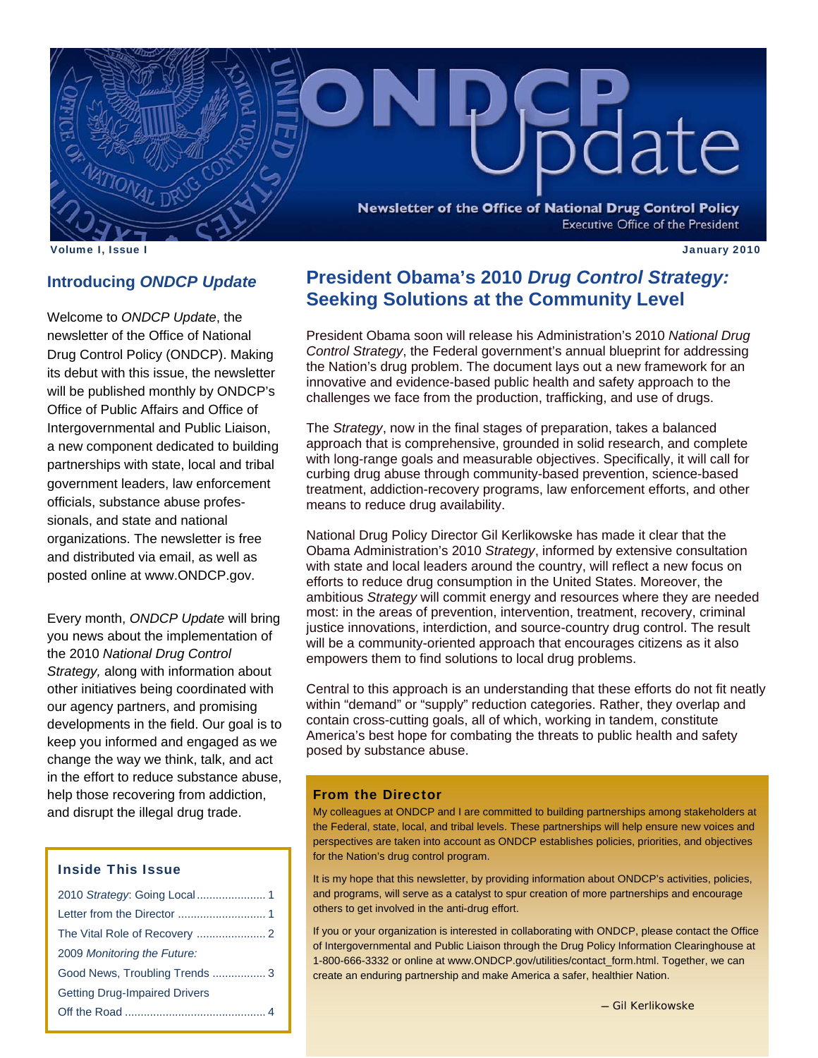# ONDCP Update

Newsletter of the Office of National Drug Control Policy

Executive Office of the President

Volume I, Issue I

January 2010

## Introducing *ONDCP Update*

Welcome to *ONDCP Update*, the newsletter of the Office of National Drug Control Policy (ONDCP). Making its debut with this issue, the newsletter will be published monthly by ONDCP's Office of Public Affairs and Office of Intergovernmental and Public Liaison, a new component dedicated to building partnerships with state, local and tribal government leaders, law enforcement officials, substance abuse professionals, and state and national organizations. The newsletter is free and distributed via email, as well as posted online at www.ONDCP.gov.

Every month, *ONDCP Update* will bring you news about the implementation of the 2010 *National Drug Control Strategy,* along with information about other initiatives being coordinated with our agency partners, and promising developments in the field. Our goal is to keep you informed and engaged as we change the way we think, talk, and act in the effort to reduce substance abuse, help those recovering from addiction, and disrupt the illegal drug trade.

### Inside This Issue

- 2010 *Strategy*: Going Local ...................... 1
- Letter from the Director ............................ 1
- The Vital Role of Recovery ...................... 2
- 2009 *Monitoring the Future:* Good News, Troubling Trends ................. 3
- Getting Drug-Impaired Drivers Off the Road ............................................ 4

## President Obama's 2010 *Drug Control Strategy:* Seeking Solutions at the Community Level

President Obama soon will release his Administration's 2010 *National Drug Control Strategy*, the Federal government's annual blueprint for addressing the Nation's drug problem. The document lays out a new framework for an innovative and evidence-based public health and safety approach to the challenges we face from the production, trafficking, and use of drugs.

The *Strategy*, now in the final stages of preparation, takes a balanced approach that is comprehensive, grounded in solid research, and complete with long-range goals and measurable objectives. Specifically, it will call for curbing drug abuse through community-based prevention, science-based treatment, addiction-recovery programs, law enforcement efforts, and other means to reduce drug availability.

National Drug Policy Director Gil Kerlikowske has made it clear that the Obama Administration's 2010 *Strategy*, informed by extensive consultation with state and local leaders around the country, will reflect a new focus on efforts to reduce drug consumption in the United States. Moreover, the ambitious *Strategy* will commit energy and resources where they are needed most: in the areas of prevention, intervention, treatment, recovery, criminal justice innovations, interdiction, and source-country drug control. The result will be a community-oriented approach that encourages citizens as it also empowers them to find solutions to local drug problems.

Central to this approach is an understanding that these efforts do not fit neatly within "demand" or "supply" reduction categories. Rather, they overlap and contain cross-cutting goals, all of which, working in tandem, constitute America's best hope for combating the threats to public health and safety posed by substance abuse.

### From the Director

My colleagues at ONDCP and I are committed to building partnerships among stakeholders at the Federal, state, local, and tribal levels. These partnerships will help ensure new voices and perspectives are taken into account as ONDCP establishes policies, priorities, and objectives for the Nation's drug control program.

It is my hope that this newsletter, by providing information about ONDCP's activities, policies, and programs, will serve as a catalyst to spur creation of more partnerships and encourage others to get involved in the anti-drug effort.

If you or your organization is interested in collaborating with ONDCP, please contact the Office of Intergovernmental and Public Liaison through the Drug Policy Information Clearinghouse at 1-800-666-3332 or online at www.ONDCP.gov/utilities/contact_form.html. Together, we can create an enduring partnership and make America a safer, healthier Nation.

— Gil Kerlikowske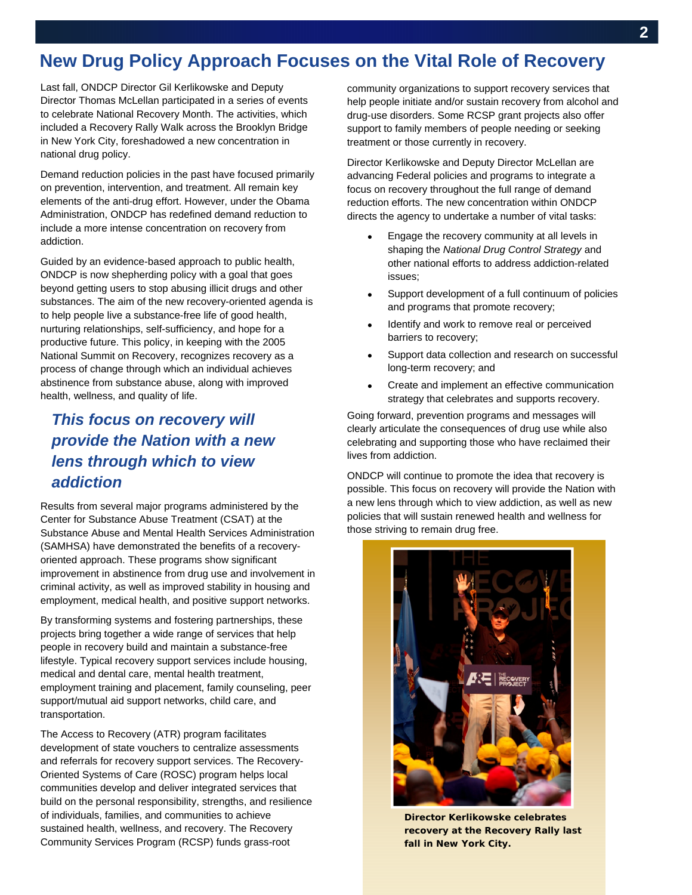# New Drug Policy Approach Focuses on the Vital Role of Recovery

Last fall, ONDCP Director Gil Kerlikowske and Deputy Director Thomas McLellan participated in a series of events to celebrate National Recovery Month. The activities, which included a Recovery Rally Walk across the Brooklyn Bridge in New York City, foreshadowed a new concentration in national drug policy.

Demand reduction policies in the past have focused primarily on prevention, intervention, and treatment. All remain key elements of the anti-drug effort. However, under the Obama Administration, ONDCP has redefined demand reduction to include a more intense concentration on recovery from addiction.

Guided by an evidence-based approach to public health, ONDCP is now shepherding policy with a goal that goes beyond getting users to stop abusing illicit drugs and other substances. The aim of the new recovery-oriented agenda is to help people live a substance-free life of good health, nurturing relationships, self-sufficiency, and hope for a productive future. This policy, in keeping with the 2005 National Summit on Recovery, recognizes recovery as a process of change through which an individual achieves abstinence from substance abuse, along with improved health, wellness, and quality of life.

***This focus on recovery will provide the Nation with a new lens through which to view addiction***

Results from several major programs administered by the Center for Substance Abuse Treatment (CSAT) at the Substance Abuse and Mental Health Services Administration (SAMHSA) have demonstrated the benefits of a recovery-oriented approach. These programs show significant improvement in abstinence from drug use and involvement in criminal activity, as well as improved stability in housing and employment, medical health, and positive support networks.

By transforming systems and fostering partnerships, these projects bring together a wide range of services that help people in recovery build and maintain a substance-free lifestyle. Typical recovery support services include housing, medical and dental care, mental health treatment, employment training and placement, family counseling, peer support/mutual aid support networks, child care, and transportation.

The Access to Recovery (ATR) program facilitates development of state vouchers to centralize assessments and referrals for recovery support services. The Recovery-Oriented Systems of Care (ROSC) program helps local communities develop and deliver integrated services that build on the personal responsibility, strengths, and resilience of individuals, families, and communities to achieve sustained health, wellness, and recovery. The Recovery Community Services Program (RCSP) funds grass-root community organizations to support recovery services that help people initiate and/or sustain recovery from alcohol and drug-use disorders. Some RCSP grant projects also offer support to family members of people needing or seeking treatment or those currently in recovery.

Director Kerlikowske and Deputy Director McLellan are advancing Federal policies and programs to integrate a focus on recovery throughout the full range of demand reduction efforts. The new concentration within ONDCP directs the agency to undertake a number of vital tasks:

- Engage the recovery community at all levels in shaping the *National Drug Control Strategy* and other national efforts to address addiction-related issues;
- Support development of a full continuum of policies and programs that promote recovery;
- Identify and work to remove real or perceived barriers to recovery;
- Support data collection and research on successful long-term recovery; and
- Create and implement an effective communication strategy that celebrates and supports recovery.

Going forward, prevention programs and messages will clearly articulate the consequences of drug use while also celebrating and supporting those who have reclaimed their lives from addiction.

ONDCP will continue to promote the idea that recovery is possible. This focus on recovery will provide the Nation with a new lens through which to view addiction, as well as new policies that will sustain renewed health and wellness for those striving to remain drug free.

**Director Kerlikowske celebrates recovery at the Recovery Rally last fall in New York City.**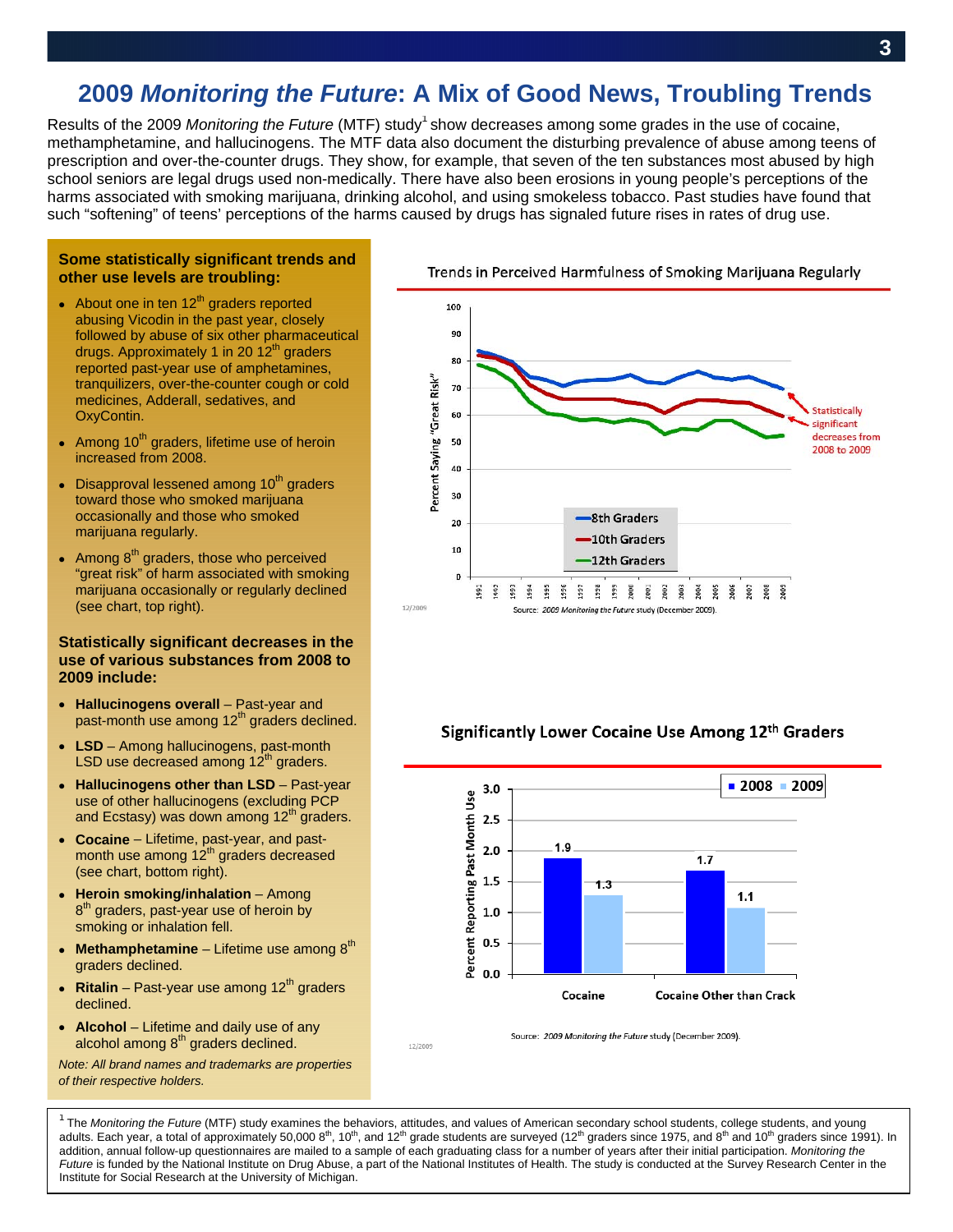# 2009 *Monitoring the Future*: A Mix of Good News, Troubling Trends

Results of the 2009 *Monitoring the Future* (MTF) study[1] show decreases among some grades in the use of cocaine, methamphetamine, and hallucinogens. The MTF data also document the disturbing prevalence of abuse among teens of prescription and over-the-counter drugs. They show, for example, that seven of the ten substances most abused by high school seniors are legal drugs used non-medically. There have also been erosions in young people's perceptions of the harms associated with smoking marijuana, drinking alcohol, and using smokeless tobacco. Past studies have found that such "softening" of teens' perceptions of the harms caused by drugs has signaled future rises in rates of drug use.

### Some statistically significant trends and other use levels are troubling:

- About one in ten 12th graders reported abusing Vicodin in the past year, closely followed by abuse of six other pharmaceutical drugs. Approximately 1 in 20 12th graders reported past-year use of amphetamines, tranquilizers, over-the-counter cough or cold medicines, Adderall, sedatives, and OxyContin.
- Among 10th graders, lifetime use of heroin increased from 2008.
- Disapproval lessened among 10th graders toward those who smoked marijuana occasionally and those who smoked marijuana regularly.
- Among 8th graders, those who perceived "great risk" of harm associated with smoking marijuana occasionally or regularly declined (see chart, top right).

### Statistically significant decreases in the use of various substances from 2008 to 2009 include:

- **Hallucinogens overall** – Past-year and past-month use among 12th graders declined.
- **LSD** – Among hallucinogens, past-month LSD use decreased among 12th graders.
- **Hallucinogens other than LSD** – Past-year use of other hallucinogens (excluding PCP and Ecstasy) was down among 12th graders.
- **Cocaine** – Lifetime, past-year, and past-month use among 12th graders decreased (see chart, bottom right).
- **Heroin smoking/inhalation** – Among 8th graders, past-year use of heroin by smoking or inhalation fell.
- **Methamphetamine** – Lifetime use among 8th graders declined.
- **Ritalin** – Past-year use among 12th graders declined.
- **Alcohol** – Lifetime and daily use of any alcohol among 8th graders declined.

*Note: All brand names and trademarks are properties of their respective holders.*

**Trends in Perceived Harmfulness of Smoking Marijuana Regularly**

Percent Saying "Great Risk" — 8th Graders, 10th Graders, 12th Graders, 1991–2009. Statistically significant decreases from 2008 to 2009.

12/2009 Source: *2009 Monitoring the Future* study (December 2009).

**Significantly Lower Cocaine Use Among 12th Graders**

| Percent Reporting Past Month Use | 2008 | 2009 |
|---|---|---|
| Cocaine | 1.9 | 1.3 |
| Cocaine Other than Crack | 1.7 | 1.1 |

12/2009 Source: *2009 Monitoring the Future* study (December 2009).

---

[1] The *Monitoring the Future* (MTF) study examines the behaviors, attitudes, and values of American secondary school students, college students, and young adults. Each year, a total of approximately 50,000 8th, 10th, and 12th grade students are surveyed (12th graders since 1975, and 8th and 10th graders since 1991). In addition, annual follow-up questionnaires are mailed to a sample of each graduating class for a number of years after their initial participation. *Monitoring the Future* is funded by the National Institute on Drug Abuse, a part of the National Institutes of Health. The study is conducted at the Survey Research Center in the Institute for Social Research at the University of Michigan.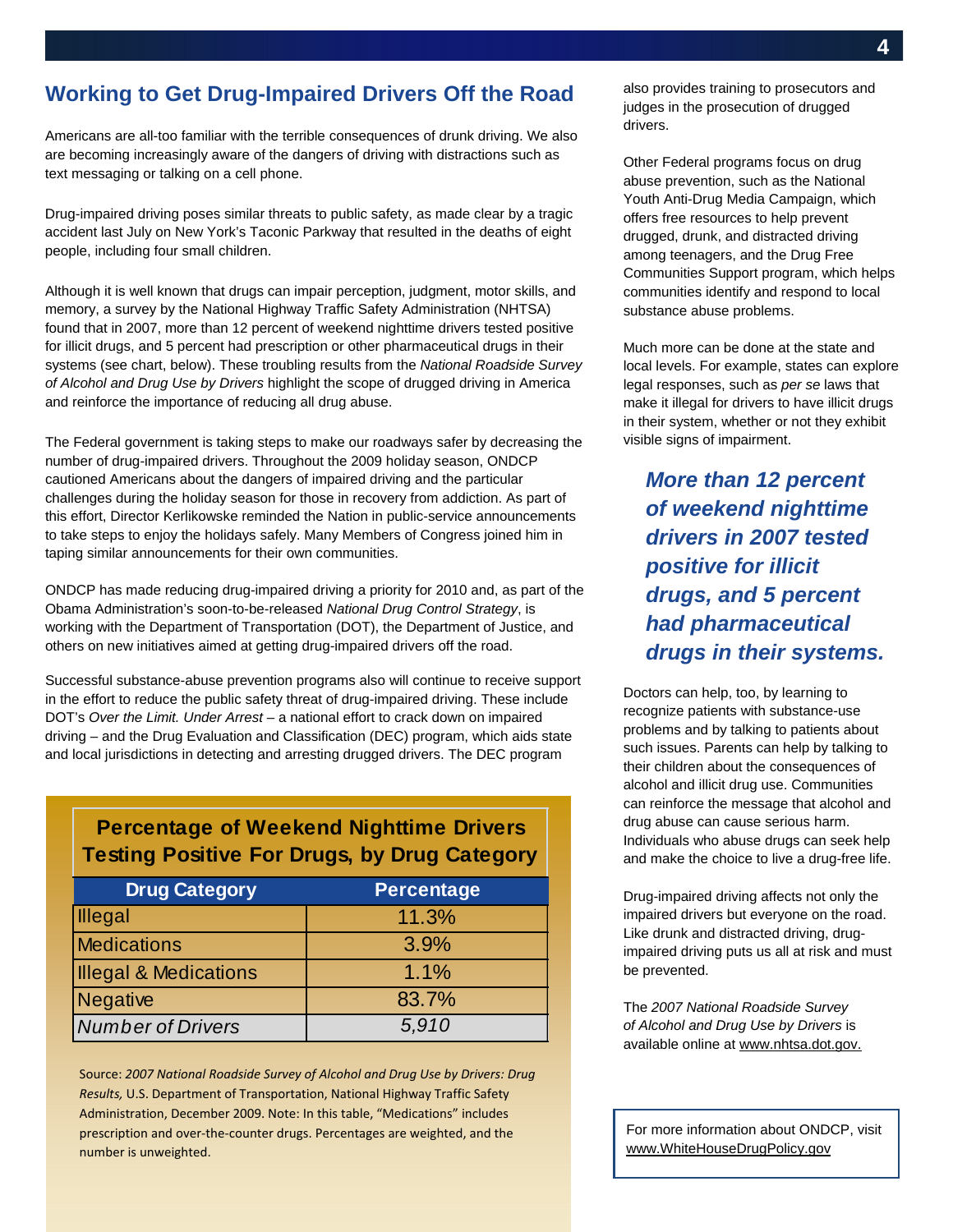## Working to Get Drug-Impaired Drivers Off the Road

Americans are all-too familiar with the terrible consequences of drunk driving. We also are becoming increasingly aware of the dangers of driving with distractions such as text messaging or talking on a cell phone.

Drug-impaired driving poses similar threats to public safety, as made clear by a tragic accident last July on New York's Taconic Parkway that resulted in the deaths of eight people, including four small children.

Although it is well known that drugs can impair perception, judgment, motor skills, and memory, a survey by the National Highway Traffic Safety Administration (NHTSA) found that in 2007, more than 12 percent of weekend nighttime drivers tested positive for illicit drugs, and 5 percent had prescription or other pharmaceutical drugs in their systems (see chart, below). These troubling results from the *National Roadside Survey of Alcohol and Drug Use by Drivers* highlight the scope of drugged driving in America and reinforce the importance of reducing all drug abuse.

The Federal government is taking steps to make our roadways safer by decreasing the number of drug-impaired drivers. Throughout the 2009 holiday season, ONDCP cautioned Americans about the dangers of impaired driving and the particular challenges during the holiday season for those in recovery from addiction. As part of this effort, Director Kerlikowske reminded the Nation in public-service announcements to take steps to enjoy the holidays safely. Many Members of Congress joined him in taping similar announcements for their own communities.

ONDCP has made reducing drug-impaired driving a priority for 2010 and, as part of the Obama Administration's soon-to-be-released *National Drug Control Strategy*, is working with the Department of Transportation (DOT), the Department of Justice, and others on new initiatives aimed at getting drug-impaired drivers off the road.

Successful substance-abuse prevention programs also will continue to receive support in the effort to reduce the public safety threat of drug-impaired driving. These include DOT's *Over the Limit. Under Arrest* – a national effort to crack down on impaired driving – and the Drug Evaluation and Classification (DEC) program, which aids state and local jurisdictions in detecting and arresting drugged drivers. The DEC program also provides training to prosecutors and judges in the prosecution of drugged drivers.

Other Federal programs focus on drug abuse prevention, such as the National Youth Anti-Drug Media Campaign, which offers free resources to help prevent drugged, drunk, and distracted driving among teenagers, and the Drug Free Communities Support program, which helps communities identify and respond to local substance abuse problems.

Much more can be done at the state and local levels. For example, states can explore legal responses, such as *per se* laws that make it illegal for drivers to have illicit drugs in their system, whether or not they exhibit visible signs of impairment.

***More than 12 percent of weekend nighttime drivers in 2007 tested positive for illicit drugs, and 5 percent had pharmaceutical drugs in their systems.***

Doctors can help, too, by learning to recognize patients with substance-use problems and by talking to patients about such issues. Parents can help by talking to their children about the consequences of alcohol and illicit drug use. Communities can reinforce the message that alcohol and drug abuse can cause serious harm. Individuals who abuse drugs can seek help and make the choice to live a drug-free life.

Drug-impaired driving affects not only the impaired drivers but everyone on the road. Like drunk and distracted driving, drug-impaired driving puts us all at risk and must be prevented.

The *2007 National Roadside Survey of Alcohol and Drug Use by Drivers* is available online at www.nhtsa.dot.gov.

**Percentage of Weekend Nighttime Drivers Testing Positive For Drugs, by Drug Category**

| Drug Category | Percentage |
|---|---|
| Illegal | 11.3% |
| Medications | 3.9% |
| Illegal & Medications | 1.1% |
| Negative | 83.7% |
| *Number of Drivers* | *5,910* |

Source: *2007 National Roadside Survey of Alcohol and Drug Use by Drivers: Drug Results,* U.S. Department of Transportation, National Highway Traffic Safety Administration, December 2009. Note: In this table, "Medications" includes prescription and over-the-counter drugs. Percentages are weighted, and the number is unweighted.

For more information about ONDCP, visit www.WhiteHouseDrugPolicy.gov